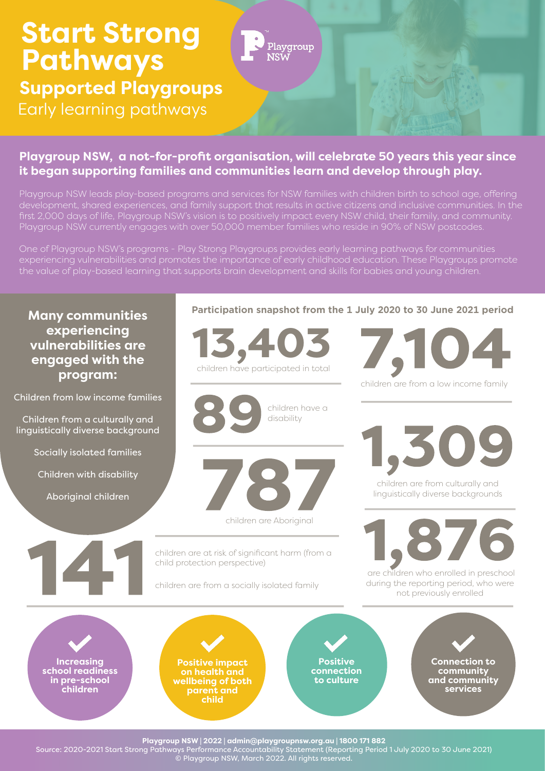# Start Strong Pathways

## Supported Playgroups

Early learning pathways

Playgroup NSW

**Playgroup NSW, a not-for-profit organisation, will celebrate 50 years this year since it began supporting families and communities learn and develop through play.**

Playgroup NSW leads play-based programs and services for NSW families with children birth to school age, offering development, shared experiences, and family support that results in active citizens and inclusive communities. In the first 2,000 days of life, Playgroup NSW's vision is to positively impact every NSW child, their family, and community. Playgroup NSW currently engages with over 50,000 member families who reside in 90% of NSW postcodes.

One of Playgroup NSW's programs - Play Strong Playgroups provides early learning pathways for communities experiencing vulnerabilities and promotes the importance of early childhood education. These Playgroups promote the value of play-based learning that supports brain development and skills for babies and young children.

### Many communities experiencing vulnerabilities are engaged with the program:

- Children from low income families
- Children from a culturally and linguistically diverse background
- Socially isolated families
- Children with disability
- Aboriginal children

### Participation snapshot from the 1 July 2020 to 30 June 2021 period

**13,403** children have participated in total

**7,104** children are from a low income family

**89** children have a disability

**1,309** children are from culturally and linguistically diverse backgrounds

**787** children are Aboriginal

**141** children are at risk of significant harm (from a child protection perspective)

children are from a socially isolated family

**1,876** are children who enrolled in preschool during the reporting period, who were not previously enrolled

- ✓ Increasing school readiness in pre-school children
- ✓ Positive impact on health and wellbeing of both parent and child
- ✓ Positive connection to culture
- ✓ Connection to community and community services

**Playgroup NSW | 2022 | admin@playgroupnsw.org.au | 1800 171 882**

Source: 2020-2021 Start Strong Pathways Performance Accountability Statement (Reporting Period 1 July 2020 to 30 June 2021)

© Playgroup NSW, March 2022. All rights reserved.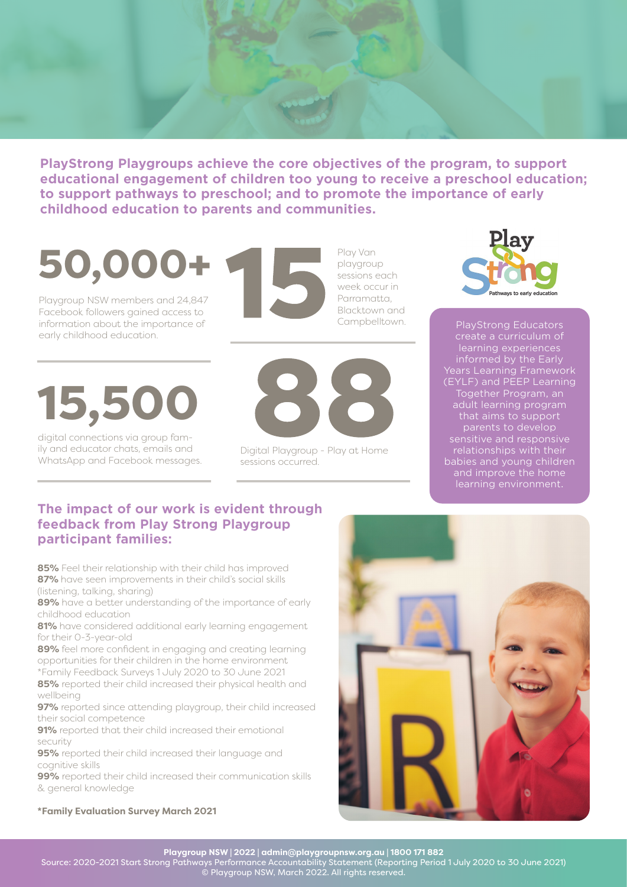**PlayStrong Playgroups achieve the core objectives of the program, to support educational engagement of children too young to receive a preschool education; to support pathways to preschool; and to promote the importance of early childhood education to parents and communities.**

**50,000+**

Playgroup NSW members and 24,847 Facebook followers gained access to information about the importance of early childhood education.

**15**

Play Van playgroup sessions each week occur in Parramatta, Blacktown and Campbelltown.

**15,500**

digital connections via group family and educator chats, emails and WhatsApp and Facebook messages.

**88**

Digital Playgroup - Play at Home sessions occurred.

Play Strong — Pathways to early education

PlayStrong Educators create a curriculum of learning experiences informed by the Early Years Learning Framework (EYLF) and PEEP Learning Together Program, an adult learning program that aims to support parents to develop sensitive and responsive relationships with their babies and young children and improve the home learning environment.

## The impact of our work is evident through feedback from Play Strong Playgroup participant families:

**85%** Feel their relationship with their child has improved
**87%** have seen improvements in their child's social skills (listening, talking, sharing)
**89%** have a better understanding of the importance of early childhood education
**81%** have considered additional early learning engagement for their 0-3-year-old
**89%** feel more confident in engaging and creating learning opportunities for their children in the home environment
*Family Feedback Surveys 1 July 2020 to 30 June 2021
**85%** reported their child increased their physical health and wellbeing
**97%** reported since attending playgroup, their child increased their social competence
**91%** reported that their child increased their emotional security
**95%** reported their child increased their language and cognitive skills
**99%** reported their child increased their communication skills & general knowledge

**\*Family Evaluation Survey March 2021**

**Playgroup NSW | 2022 | admin@playgroupnsw.org.au | 1800 171 882**
Source: 2020-2021 Start Strong Pathways Performance Accountability Statement (Reporting Period 1 July 2020 to 30 June 2021)
© Playgroup NSW, March 2022. All rights reserved.